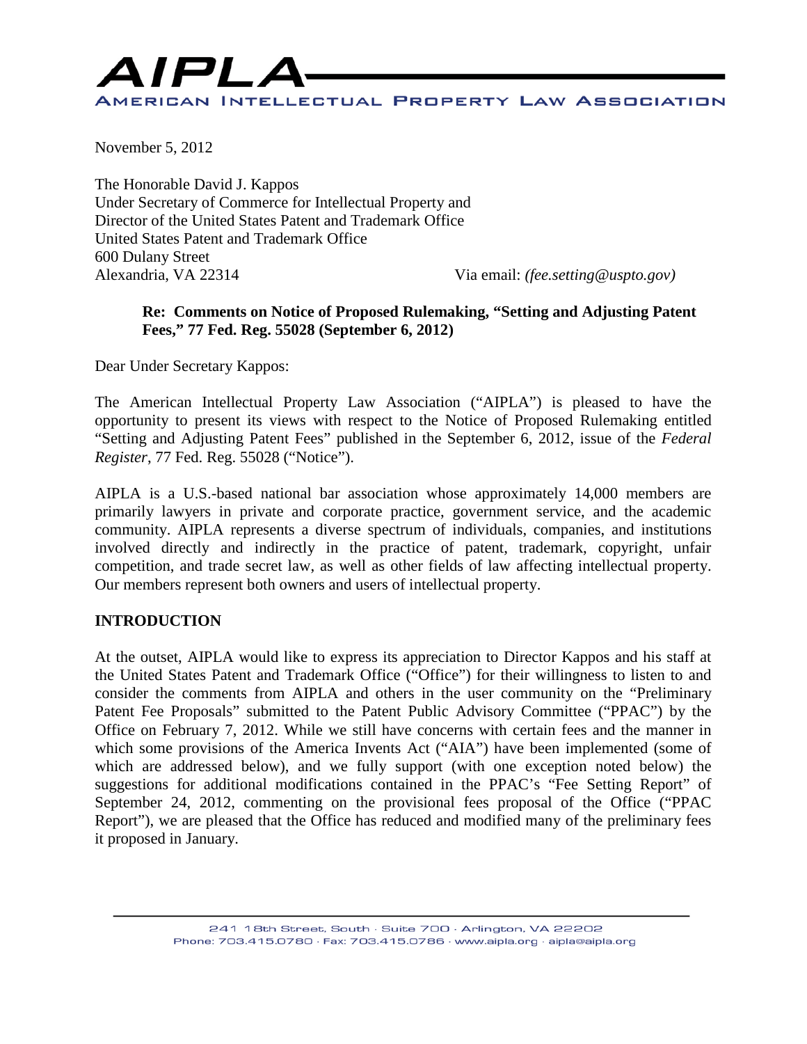# AIPLA

AMERICAN INTELLECTUAL PROPERTY LAW ASSOCIATION

November 5, 2012

The Honorable David J. Kappos
Under Secretary of Commerce for Intellectual Property and
Director of the United States Patent and Trademark Office
United States Patent and Trademark Office
600 Dulany Street
Alexandria, VA 22314

Via email: *(fee.setting@uspto.gov)*

**Re: Comments on Notice of Proposed Rulemaking, "Setting and Adjusting Patent Fees," 77 Fed. Reg. 55028 (September 6, 2012)**

Dear Under Secretary Kappos:

The American Intellectual Property Law Association ("AIPLA") is pleased to have the opportunity to present its views with respect to the Notice of Proposed Rulemaking entitled "Setting and Adjusting Patent Fees" published in the September 6, 2012, issue of the *Federal Register*, 77 Fed. Reg. 55028 ("Notice").

AIPLA is a U.S.-based national bar association whose approximately 14,000 members are primarily lawyers in private and corporate practice, government service, and the academic community. AIPLA represents a diverse spectrum of individuals, companies, and institutions involved directly and indirectly in the practice of patent, trademark, copyright, unfair competition, and trade secret law, as well as other fields of law affecting intellectual property. Our members represent both owners and users of intellectual property.

## INTRODUCTION

At the outset, AIPLA would like to express its appreciation to Director Kappos and his staff at the United States Patent and Trademark Office ("Office") for their willingness to listen to and consider the comments from AIPLA and others in the user community on the "Preliminary Patent Fee Proposals" submitted to the Patent Public Advisory Committee ("PPAC") by the Office on February 7, 2012. While we still have concerns with certain fees and the manner in which some provisions of the America Invents Act ("AIA") have been implemented (some of which are addressed below), and we fully support (with one exception noted below) the suggestions for additional modifications contained in the PPAC's "Fee Setting Report" of September 24, 2012, commenting on the provisional fees proposal of the Office ("PPAC Report"), we are pleased that the Office has reduced and modified many of the preliminary fees it proposed in January.

241 18th Street, South · Suite 700 · Arlington, VA 22202
Phone: 703.415.0780 · Fax: 703.415.0786 · www.aipla.org · aipla@aipla.org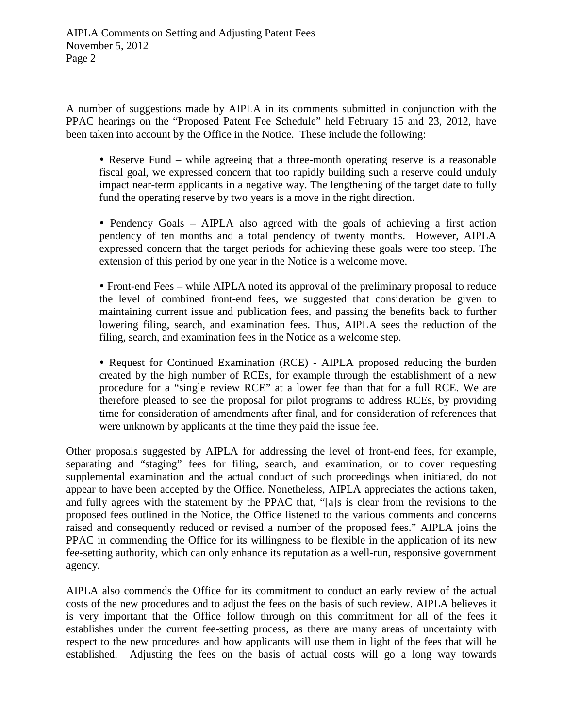A number of suggestions made by AIPLA in its comments submitted in conjunction with the PPAC hearings on the "Proposed Patent Fee Schedule" held February 15 and 23, 2012, have been taken into account by the Office in the Notice. These include the following:

- Reserve Fund – while agreeing that a three-month operating reserve is a reasonable fiscal goal, we expressed concern that too rapidly building such a reserve could unduly impact near-term applicants in a negative way. The lengthening of the target date to fully fund the operating reserve by two years is a move in the right direction.

- Pendency Goals – AIPLA also agreed with the goals of achieving a first action pendency of ten months and a total pendency of twenty months. However, AIPLA expressed concern that the target periods for achieving these goals were too steep. The extension of this period by one year in the Notice is a welcome move.

- Front-end Fees – while AIPLA noted its approval of the preliminary proposal to reduce the level of combined front-end fees, we suggested that consideration be given to maintaining current issue and publication fees, and passing the benefits back to further lowering filing, search, and examination fees. Thus, AIPLA sees the reduction of the filing, search, and examination fees in the Notice as a welcome step.

- Request for Continued Examination (RCE) - AIPLA proposed reducing the burden created by the high number of RCEs, for example through the establishment of a new procedure for a "single review RCE" at a lower fee than that for a full RCE. We are therefore pleased to see the proposal for pilot programs to address RCEs, by providing time for consideration of amendments after final, and for consideration of references that were unknown by applicants at the time they paid the issue fee.

Other proposals suggested by AIPLA for addressing the level of front-end fees, for example, separating and "staging" fees for filing, search, and examination, or to cover requesting supplemental examination and the actual conduct of such proceedings when initiated, do not appear to have been accepted by the Office. Nonetheless, AIPLA appreciates the actions taken, and fully agrees with the statement by the PPAC that, "[a]s is clear from the revisions to the proposed fees outlined in the Notice, the Office listened to the various comments and concerns raised and consequently reduced or revised a number of the proposed fees." AIPLA joins the PPAC in commending the Office for its willingness to be flexible in the application of its new fee-setting authority, which can only enhance its reputation as a well-run, responsive government agency.

AIPLA also commends the Office for its commitment to conduct an early review of the actual costs of the new procedures and to adjust the fees on the basis of such review. AIPLA believes it is very important that the Office follow through on this commitment for all of the fees it establishes under the current fee-setting process, as there are many areas of uncertainty with respect to the new procedures and how applicants will use them in light of the fees that will be established. Adjusting the fees on the basis of actual costs will go a long way towards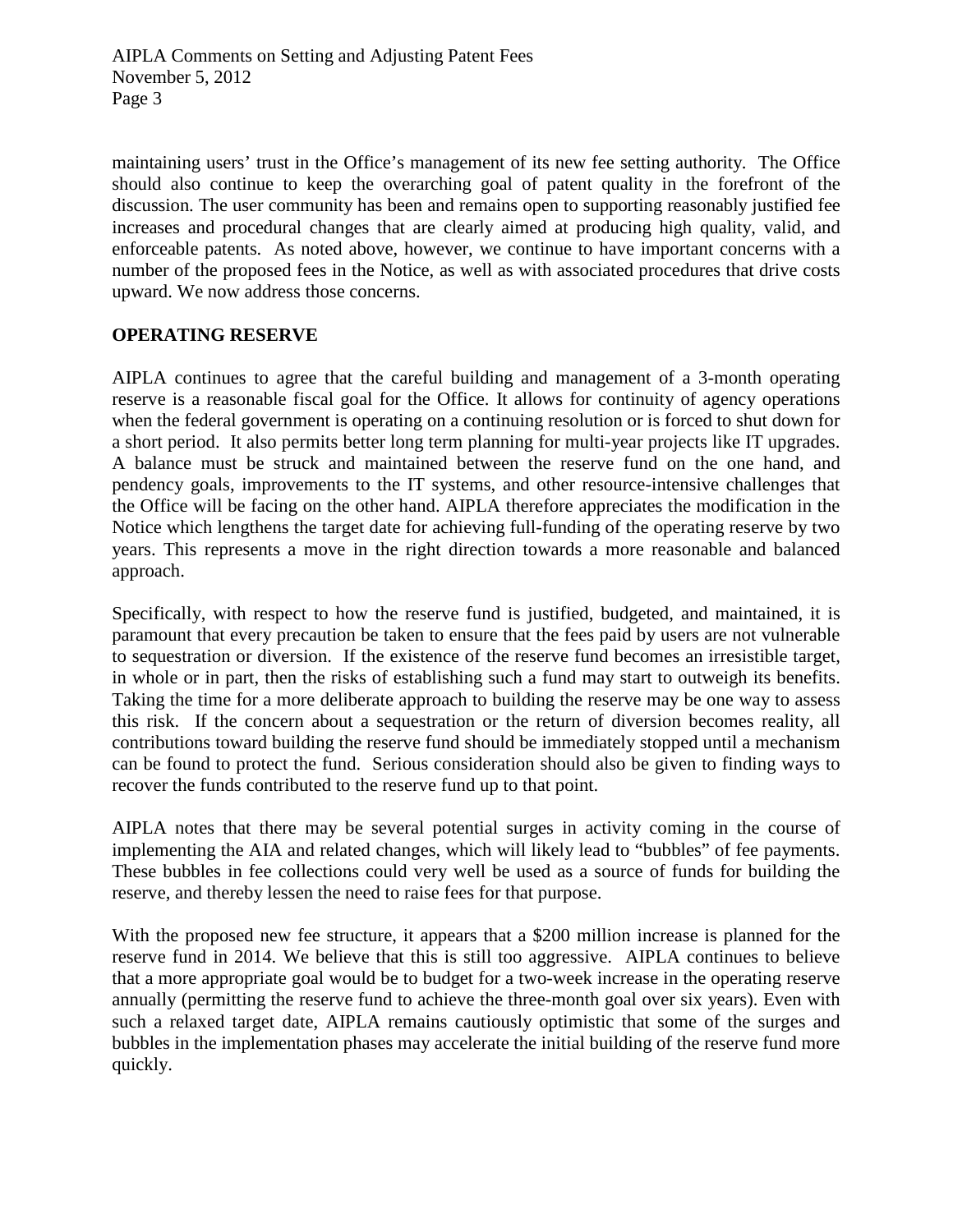maintaining users' trust in the Office's management of its new fee setting authority. The Office should also continue to keep the overarching goal of patent quality in the forefront of the discussion. The user community has been and remains open to supporting reasonably justified fee increases and procedural changes that are clearly aimed at producing high quality, valid, and enforceable patents. As noted above, however, we continue to have important concerns with a number of the proposed fees in the Notice, as well as with associated procedures that drive costs upward. We now address those concerns.

## OPERATING RESERVE

AIPLA continues to agree that the careful building and management of a 3-month operating reserve is a reasonable fiscal goal for the Office. It allows for continuity of agency operations when the federal government is operating on a continuing resolution or is forced to shut down for a short period. It also permits better long term planning for multi-year projects like IT upgrades. A balance must be struck and maintained between the reserve fund on the one hand, and pendency goals, improvements to the IT systems, and other resource-intensive challenges that the Office will be facing on the other hand. AIPLA therefore appreciates the modification in the Notice which lengthens the target date for achieving full-funding of the operating reserve by two years. This represents a move in the right direction towards a more reasonable and balanced approach.

Specifically, with respect to how the reserve fund is justified, budgeted, and maintained, it is paramount that every precaution be taken to ensure that the fees paid by users are not vulnerable to sequestration or diversion. If the existence of the reserve fund becomes an irresistible target, in whole or in part, then the risks of establishing such a fund may start to outweigh its benefits. Taking the time for a more deliberate approach to building the reserve may be one way to assess this risk. If the concern about a sequestration or the return of diversion becomes reality, all contributions toward building the reserve fund should be immediately stopped until a mechanism can be found to protect the fund. Serious consideration should also be given to finding ways to recover the funds contributed to the reserve fund up to that point.

AIPLA notes that there may be several potential surges in activity coming in the course of implementing the AIA and related changes, which will likely lead to "bubbles" of fee payments. These bubbles in fee collections could very well be used as a source of funds for building the reserve, and thereby lessen the need to raise fees for that purpose.

With the proposed new fee structure, it appears that a $200 million increase is planned for the reserve fund in 2014. We believe that this is still too aggressive. AIPLA continues to believe that a more appropriate goal would be to budget for a two-week increase in the operating reserve annually (permitting the reserve fund to achieve the three-month goal over six years). Even with such a relaxed target date, AIPLA remains cautiously optimistic that some of the surges and bubbles in the implementation phases may accelerate the initial building of the reserve fund more quickly.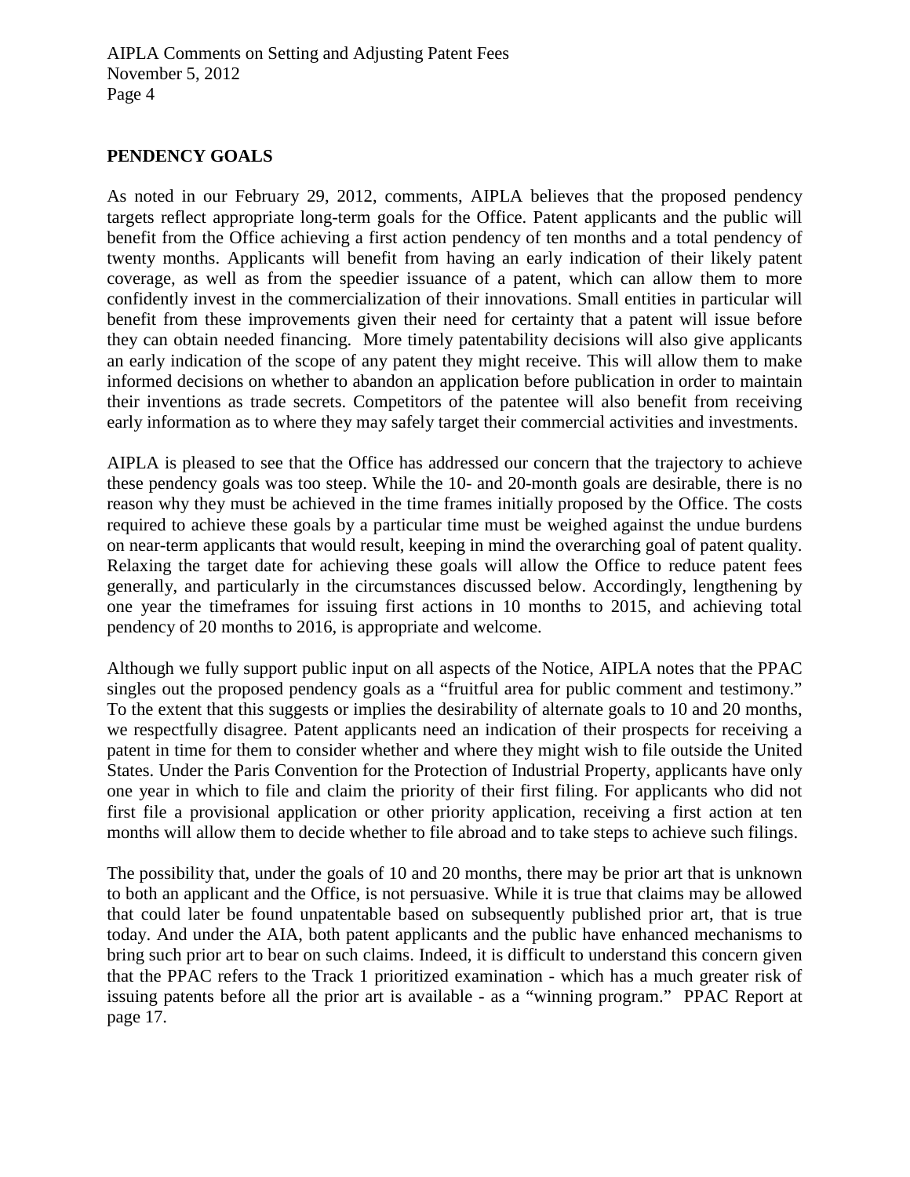## PENDENCY GOALS

As noted in our February 29, 2012, comments, AIPLA believes that the proposed pendency targets reflect appropriate long-term goals for the Office. Patent applicants and the public will benefit from the Office achieving a first action pendency of ten months and a total pendency of twenty months. Applicants will benefit from having an early indication of their likely patent coverage, as well as from the speedier issuance of a patent, which can allow them to more confidently invest in the commercialization of their innovations. Small entities in particular will benefit from these improvements given their need for certainty that a patent will issue before they can obtain needed financing. More timely patentability decisions will also give applicants an early indication of the scope of any patent they might receive. This will allow them to make informed decisions on whether to abandon an application before publication in order to maintain their inventions as trade secrets. Competitors of the patentee will also benefit from receiving early information as to where they may safely target their commercial activities and investments.

AIPLA is pleased to see that the Office has addressed our concern that the trajectory to achieve these pendency goals was too steep. While the 10- and 20-month goals are desirable, there is no reason why they must be achieved in the time frames initially proposed by the Office. The costs required to achieve these goals by a particular time must be weighed against the undue burdens on near-term applicants that would result, keeping in mind the overarching goal of patent quality. Relaxing the target date for achieving these goals will allow the Office to reduce patent fees generally, and particularly in the circumstances discussed below. Accordingly, lengthening by one year the timeframes for issuing first actions in 10 months to 2015, and achieving total pendency of 20 months to 2016, is appropriate and welcome.

Although we fully support public input on all aspects of the Notice, AIPLA notes that the PPAC singles out the proposed pendency goals as a "fruitful area for public comment and testimony." To the extent that this suggests or implies the desirability of alternate goals to 10 and 20 months, we respectfully disagree. Patent applicants need an indication of their prospects for receiving a patent in time for them to consider whether and where they might wish to file outside the United States. Under the Paris Convention for the Protection of Industrial Property, applicants have only one year in which to file and claim the priority of their first filing. For applicants who did not first file a provisional application or other priority application, receiving a first action at ten months will allow them to decide whether to file abroad and to take steps to achieve such filings.

The possibility that, under the goals of 10 and 20 months, there may be prior art that is unknown to both an applicant and the Office, is not persuasive. While it is true that claims may be allowed that could later be found unpatentable based on subsequently published prior art, that is true today. And under the AIA, both patent applicants and the public have enhanced mechanisms to bring such prior art to bear on such claims. Indeed, it is difficult to understand this concern given that the PPAC refers to the Track 1 prioritized examination - which has a much greater risk of issuing patents before all the prior art is available - as a "winning program." PPAC Report at page 17.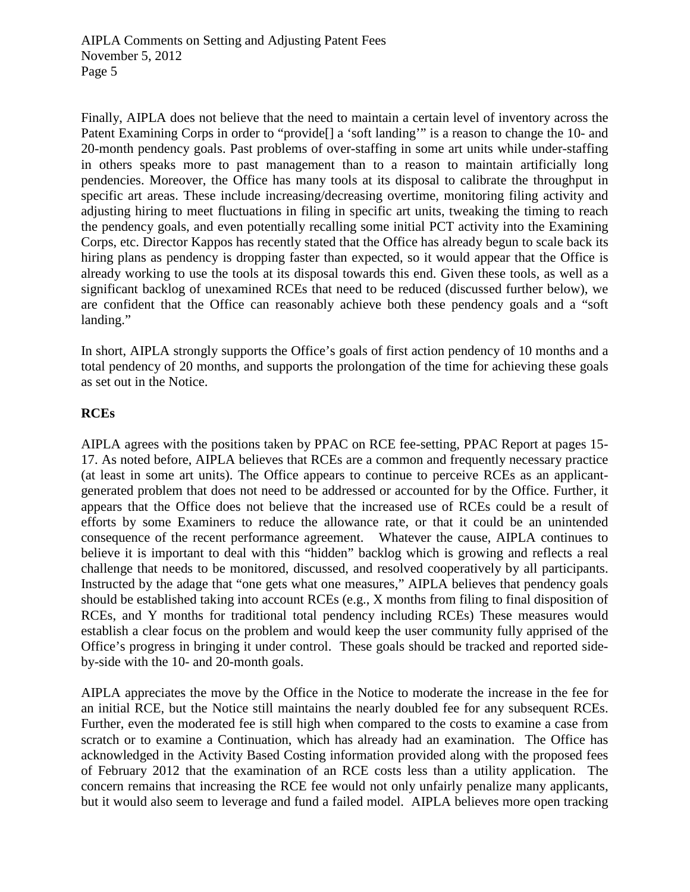Finally, AIPLA does not believe that the need to maintain a certain level of inventory across the Patent Examining Corps in order to "provide[] a 'soft landing'" is a reason to change the 10- and 20-month pendency goals. Past problems of over-staffing in some art units while under-staffing in others speaks more to past management than to a reason to maintain artificially long pendencies. Moreover, the Office has many tools at its disposal to calibrate the throughput in specific art areas. These include increasing/decreasing overtime, monitoring filing activity and adjusting hiring to meet fluctuations in filing in specific art units, tweaking the timing to reach the pendency goals, and even potentially recalling some initial PCT activity into the Examining Corps, etc. Director Kappos has recently stated that the Office has already begun to scale back its hiring plans as pendency is dropping faster than expected, so it would appear that the Office is already working to use the tools at its disposal towards this end. Given these tools, as well as a significant backlog of unexamined RCEs that need to be reduced (discussed further below), we are confident that the Office can reasonably achieve both these pendency goals and a "soft landing."

In short, AIPLA strongly supports the Office's goals of first action pendency of 10 months and a total pendency of 20 months, and supports the prolongation of the time for achieving these goals as set out in the Notice.

**RCEs**

AIPLA agrees with the positions taken by PPAC on RCE fee-setting, PPAC Report at pages 15-17. As noted before, AIPLA believes that RCEs are a common and frequently necessary practice (at least in some art units). The Office appears to continue to perceive RCEs as an applicant-generated problem that does not need to be addressed or accounted for by the Office. Further, it appears that the Office does not believe that the increased use of RCEs could be a result of efforts by some Examiners to reduce the allowance rate, or that it could be an unintended consequence of the recent performance agreement. Whatever the cause, AIPLA continues to believe it is important to deal with this "hidden" backlog which is growing and reflects a real challenge that needs to be monitored, discussed, and resolved cooperatively by all participants. Instructed by the adage that "one gets what one measures," AIPLA believes that pendency goals should be established taking into account RCEs (e.g., X months from filing to final disposition of RCEs, and Y months for traditional total pendency including RCEs) These measures would establish a clear focus on the problem and would keep the user community fully apprised of the Office's progress in bringing it under control. These goals should be tracked and reported side-by-side with the 10- and 20-month goals.

AIPLA appreciates the move by the Office in the Notice to moderate the increase in the fee for an initial RCE, but the Notice still maintains the nearly doubled fee for any subsequent RCEs. Further, even the moderated fee is still high when compared to the costs to examine a case from scratch or to examine a Continuation, which has already had an examination. The Office has acknowledged in the Activity Based Costing information provided along with the proposed fees of February 2012 that the examination of an RCE costs less than a utility application. The concern remains that increasing the RCE fee would not only unfairly penalize many applicants, but it would also seem to leverage and fund a failed model. AIPLA believes more open tracking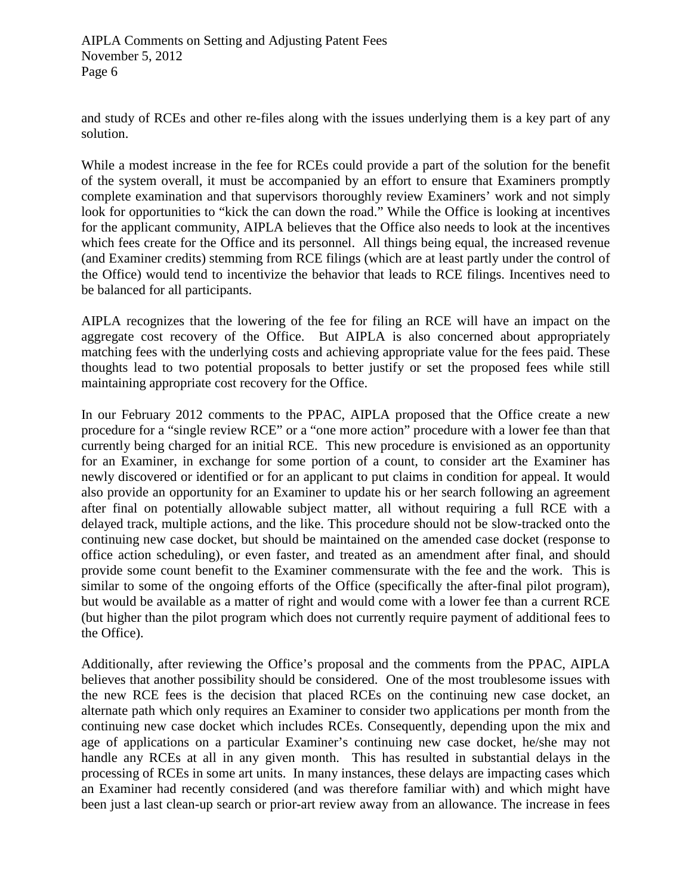and study of RCEs and other re-files along with the issues underlying them is a key part of any solution.

While a modest increase in the fee for RCEs could provide a part of the solution for the benefit of the system overall, it must be accompanied by an effort to ensure that Examiners promptly complete examination and that supervisors thoroughly review Examiners' work and not simply look for opportunities to "kick the can down the road." While the Office is looking at incentives for the applicant community, AIPLA believes that the Office also needs to look at the incentives which fees create for the Office and its personnel. All things being equal, the increased revenue (and Examiner credits) stemming from RCE filings (which are at least partly under the control of the Office) would tend to incentivize the behavior that leads to RCE filings. Incentives need to be balanced for all participants.

AIPLA recognizes that the lowering of the fee for filing an RCE will have an impact on the aggregate cost recovery of the Office. But AIPLA is also concerned about appropriately matching fees with the underlying costs and achieving appropriate value for the fees paid. These thoughts lead to two potential proposals to better justify or set the proposed fees while still maintaining appropriate cost recovery for the Office.

In our February 2012 comments to the PPAC, AIPLA proposed that the Office create a new procedure for a "single review RCE" or a "one more action" procedure with a lower fee than that currently being charged for an initial RCE. This new procedure is envisioned as an opportunity for an Examiner, in exchange for some portion of a count, to consider art the Examiner has newly discovered or identified or for an applicant to put claims in condition for appeal. It would also provide an opportunity for an Examiner to update his or her search following an agreement after final on potentially allowable subject matter, all without requiring a full RCE with a delayed track, multiple actions, and the like. This procedure should not be slow-tracked onto the continuing new case docket, but should be maintained on the amended case docket (response to office action scheduling), or even faster, and treated as an amendment after final, and should provide some count benefit to the Examiner commensurate with the fee and the work. This is similar to some of the ongoing efforts of the Office (specifically the after-final pilot program), but would be available as a matter of right and would come with a lower fee than a current RCE (but higher than the pilot program which does not currently require payment of additional fees to the Office).

Additionally, after reviewing the Office's proposal and the comments from the PPAC, AIPLA believes that another possibility should be considered. One of the most troublesome issues with the new RCE fees is the decision that placed RCEs on the continuing new case docket, an alternate path which only requires an Examiner to consider two applications per month from the continuing new case docket which includes RCEs. Consequently, depending upon the mix and age of applications on a particular Examiner's continuing new case docket, he/she may not handle any RCEs at all in any given month. This has resulted in substantial delays in the processing of RCEs in some art units. In many instances, these delays are impacting cases which an Examiner had recently considered (and was therefore familiar with) and which might have been just a last clean-up search or prior-art review away from an allowance. The increase in fees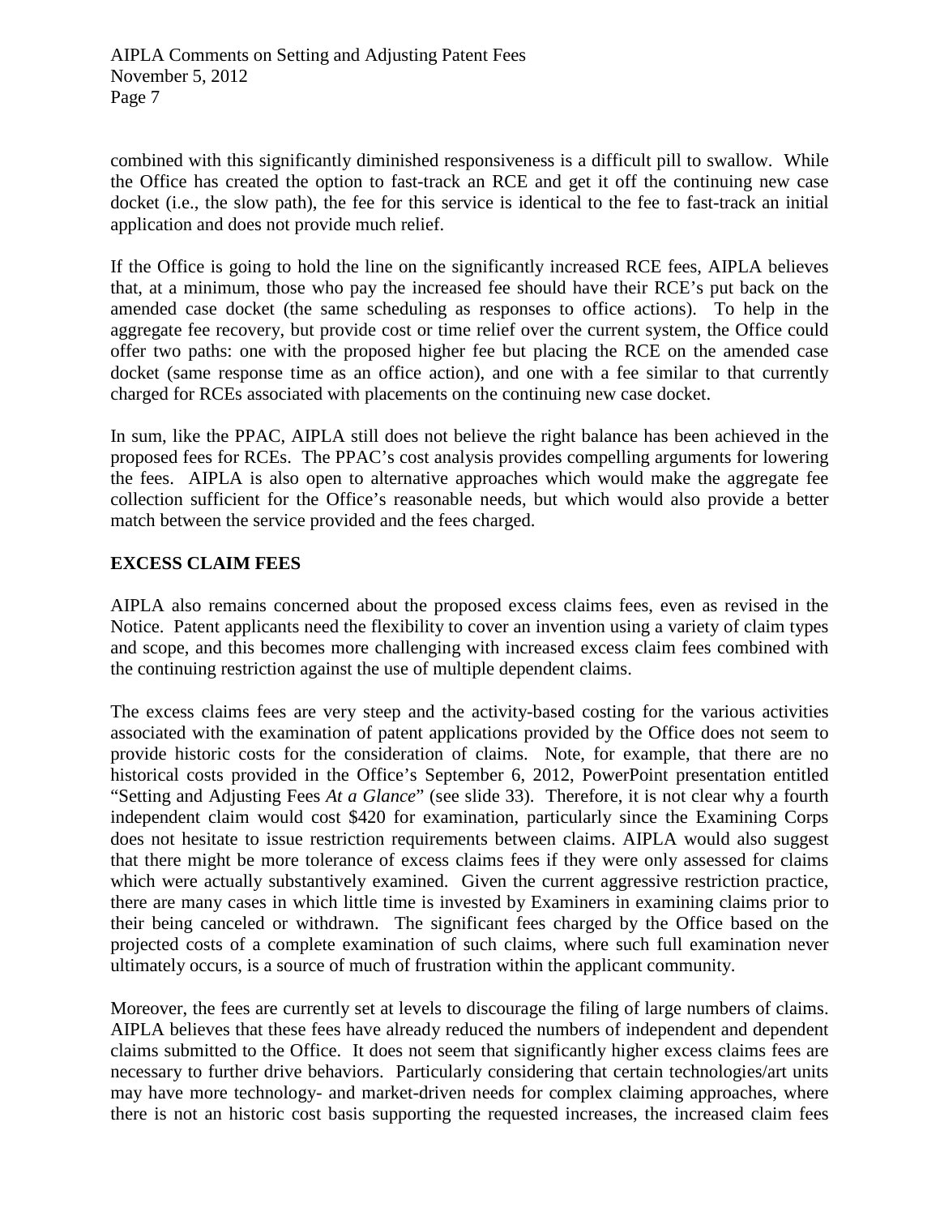combined with this significantly diminished responsiveness is a difficult pill to swallow. While the Office has created the option to fast-track an RCE and get it off the continuing new case docket (i.e., the slow path), the fee for this service is identical to the fee to fast-track an initial application and does not provide much relief.

If the Office is going to hold the line on the significantly increased RCE fees, AIPLA believes that, at a minimum, those who pay the increased fee should have their RCE's put back on the amended case docket (the same scheduling as responses to office actions). To help in the aggregate fee recovery, but provide cost or time relief over the current system, the Office could offer two paths: one with the proposed higher fee but placing the RCE on the amended case docket (same response time as an office action), and one with a fee similar to that currently charged for RCEs associated with placements on the continuing new case docket.

In sum, like the PPAC, AIPLA still does not believe the right balance has been achieved in the proposed fees for RCEs. The PPAC's cost analysis provides compelling arguments for lowering the fees. AIPLA is also open to alternative approaches which would make the aggregate fee collection sufficient for the Office's reasonable needs, but which would also provide a better match between the service provided and the fees charged.

## EXCESS CLAIM FEES

AIPLA also remains concerned about the proposed excess claims fees, even as revised in the Notice. Patent applicants need the flexibility to cover an invention using a variety of claim types and scope, and this becomes more challenging with increased excess claim fees combined with the continuing restriction against the use of multiple dependent claims.

The excess claims fees are very steep and the activity-based costing for the various activities associated with the examination of patent applications provided by the Office does not seem to provide historic costs for the consideration of claims. Note, for example, that there are no historical costs provided in the Office's September 6, 2012, PowerPoint presentation entitled "Setting and Adjusting Fees *At a Glance*" (see slide 33). Therefore, it is not clear why a fourth independent claim would cost $420 for examination, particularly since the Examining Corps does not hesitate to issue restriction requirements between claims. AIPLA would also suggest that there might be more tolerance of excess claims fees if they were only assessed for claims which were actually substantively examined. Given the current aggressive restriction practice, there are many cases in which little time is invested by Examiners in examining claims prior to their being canceled or withdrawn. The significant fees charged by the Office based on the projected costs of a complete examination of such claims, where such full examination never ultimately occurs, is a source of much of frustration within the applicant community.

Moreover, the fees are currently set at levels to discourage the filing of large numbers of claims. AIPLA believes that these fees have already reduced the numbers of independent and dependent claims submitted to the Office. It does not seem that significantly higher excess claims fees are necessary to further drive behaviors. Particularly considering that certain technologies/art units may have more technology- and market-driven needs for complex claiming approaches, where there is not an historic cost basis supporting the requested increases, the increased claim fees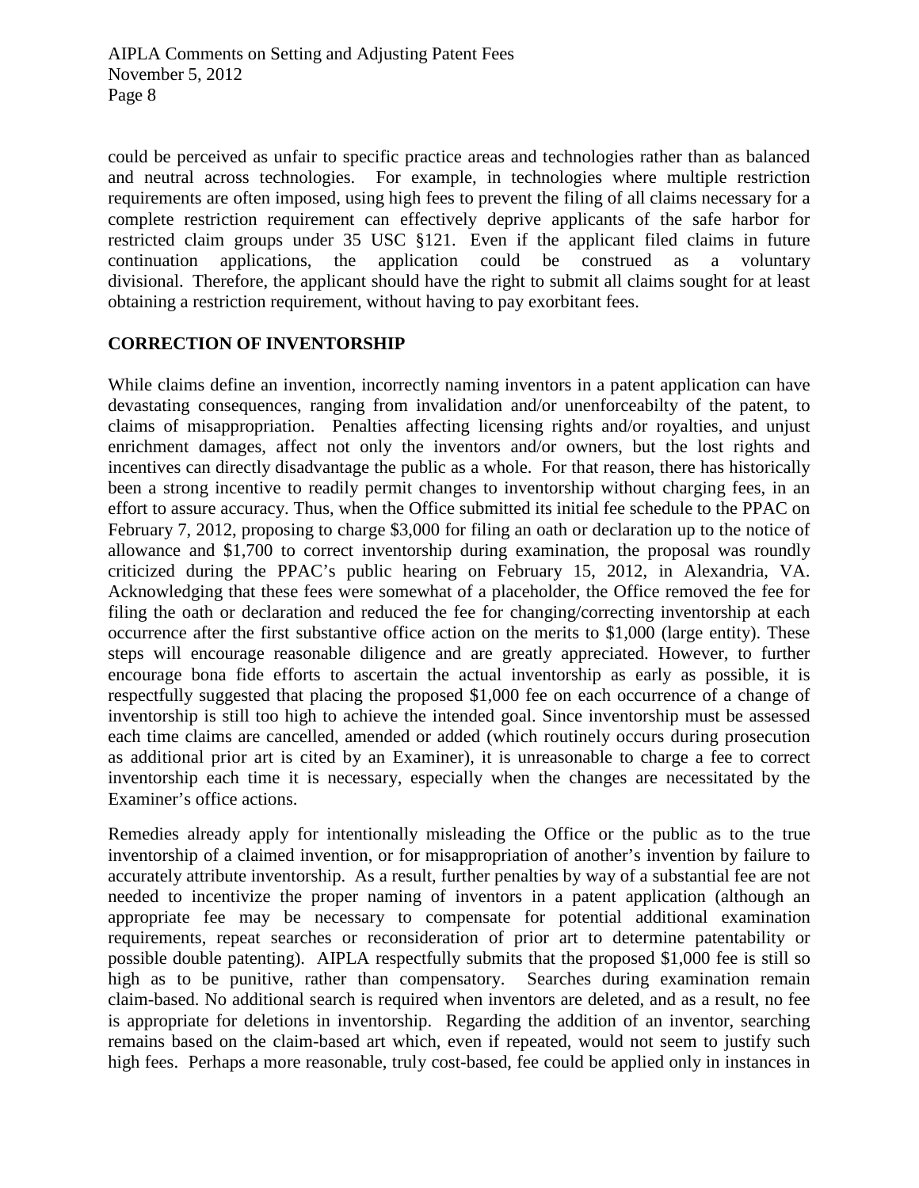could be perceived as unfair to specific practice areas and technologies rather than as balanced and neutral across technologies. For example, in technologies where multiple restriction requirements are often imposed, using high fees to prevent the filing of all claims necessary for a complete restriction requirement can effectively deprive applicants of the safe harbor for restricted claim groups under 35 USC §121. Even if the applicant filed claims in future continuation applications, the application could be construed as a voluntary divisional. Therefore, the applicant should have the right to submit all claims sought for at least obtaining a restriction requirement, without having to pay exorbitant fees.

## CORRECTION OF INVENTORSHIP

While claims define an invention, incorrectly naming inventors in a patent application can have devastating consequences, ranging from invalidation and/or unenforceabilty of the patent, to claims of misappropriation. Penalties affecting licensing rights and/or royalties, and unjust enrichment damages, affect not only the inventors and/or owners, but the lost rights and incentives can directly disadvantage the public as a whole. For that reason, there has historically been a strong incentive to readily permit changes to inventorship without charging fees, in an effort to assure accuracy. Thus, when the Office submitted its initial fee schedule to the PPAC on February 7, 2012, proposing to charge $3,000 for filing an oath or declaration up to the notice of allowance and $1,700 to correct inventorship during examination, the proposal was roundly criticized during the PPAC's public hearing on February 15, 2012, in Alexandria, VA. Acknowledging that these fees were somewhat of a placeholder, the Office removed the fee for filing the oath or declaration and reduced the fee for changing/correcting inventorship at each occurrence after the first substantive office action on the merits to $1,000 (large entity). These steps will encourage reasonable diligence and are greatly appreciated. However, to further encourage bona fide efforts to ascertain the actual inventorship as early as possible, it is respectfully suggested that placing the proposed $1,000 fee on each occurrence of a change of inventorship is still too high to achieve the intended goal. Since inventorship must be assessed each time claims are cancelled, amended or added (which routinely occurs during prosecution as additional prior art is cited by an Examiner), it is unreasonable to charge a fee to correct inventorship each time it is necessary, especially when the changes are necessitated by the Examiner's office actions.

Remedies already apply for intentionally misleading the Office or the public as to the true inventorship of a claimed invention, or for misappropriation of another's invention by failure to accurately attribute inventorship. As a result, further penalties by way of a substantial fee are not needed to incentivize the proper naming of inventors in a patent application (although an appropriate fee may be necessary to compensate for potential additional examination requirements, repeat searches or reconsideration of prior art to determine patentability or possible double patenting). AIPLA respectfully submits that the proposed $1,000 fee is still so high as to be punitive, rather than compensatory. Searches during examination remain claim-based. No additional search is required when inventors are deleted, and as a result, no fee is appropriate for deletions in inventorship. Regarding the addition of an inventor, searching remains based on the claim-based art which, even if repeated, would not seem to justify such high fees. Perhaps a more reasonable, truly cost-based, fee could be applied only in instances in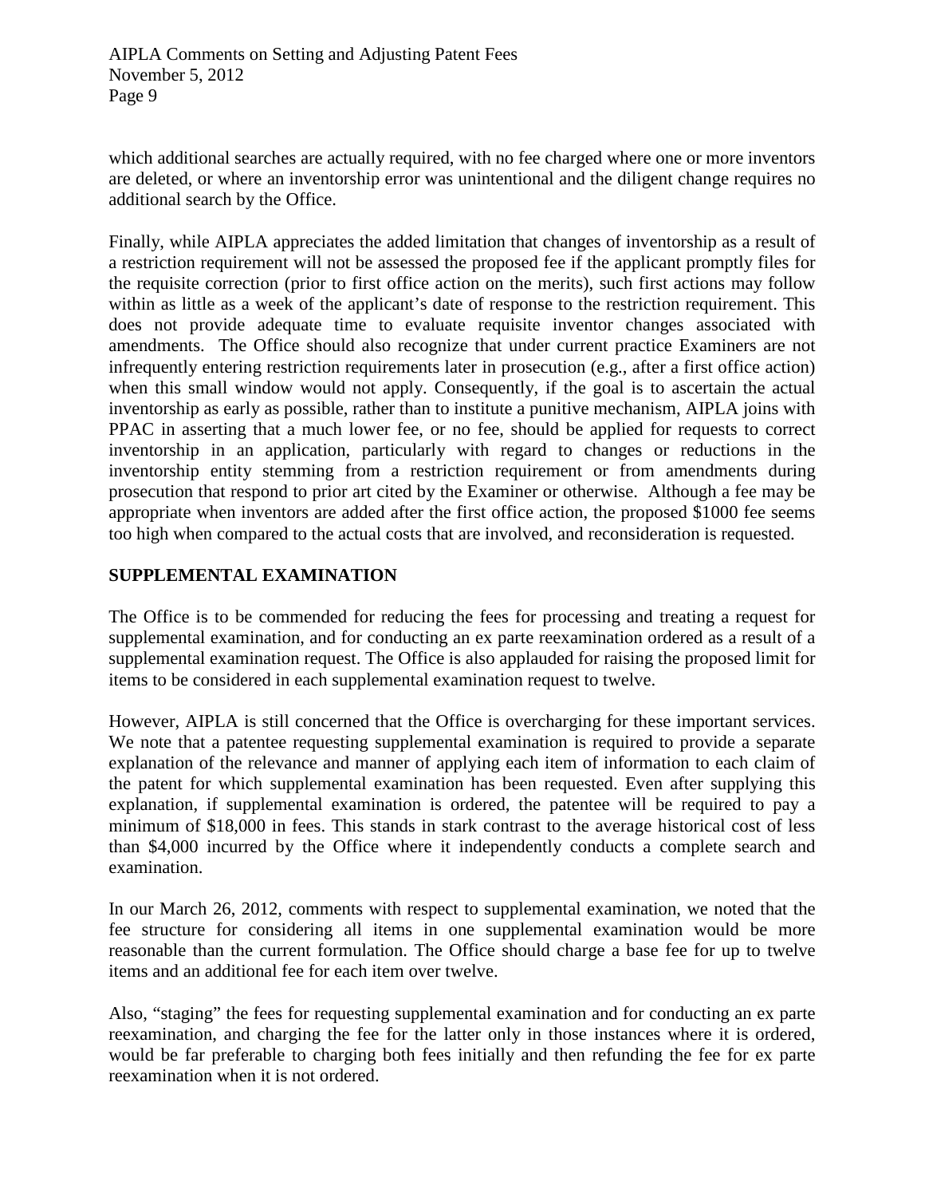which additional searches are actually required, with no fee charged where one or more inventors are deleted, or where an inventorship error was unintentional and the diligent change requires no additional search by the Office.

Finally, while AIPLA appreciates the added limitation that changes of inventorship as a result of a restriction requirement will not be assessed the proposed fee if the applicant promptly files for the requisite correction (prior to first office action on the merits), such first actions may follow within as little as a week of the applicant's date of response to the restriction requirement. This does not provide adequate time to evaluate requisite inventor changes associated with amendments. The Office should also recognize that under current practice Examiners are not infrequently entering restriction requirements later in prosecution (e.g., after a first office action) when this small window would not apply. Consequently, if the goal is to ascertain the actual inventorship as early as possible, rather than to institute a punitive mechanism, AIPLA joins with PPAC in asserting that a much lower fee, or no fee, should be applied for requests to correct inventorship in an application, particularly with regard to changes or reductions in the inventorship entity stemming from a restriction requirement or from amendments during prosecution that respond to prior art cited by the Examiner or otherwise. Although a fee may be appropriate when inventors are added after the first office action, the proposed $1000 fee seems too high when compared to the actual costs that are involved, and reconsideration is requested.

## SUPPLEMENTAL EXAMINATION

The Office is to be commended for reducing the fees for processing and treating a request for supplemental examination, and for conducting an ex parte reexamination ordered as a result of a supplemental examination request. The Office is also applauded for raising the proposed limit for items to be considered in each supplemental examination request to twelve.

However, AIPLA is still concerned that the Office is overcharging for these important services. We note that a patentee requesting supplemental examination is required to provide a separate explanation of the relevance and manner of applying each item of information to each claim of the patent for which supplemental examination has been requested. Even after supplying this explanation, if supplemental examination is ordered, the patentee will be required to pay a minimum of $18,000 in fees. This stands in stark contrast to the average historical cost of less than $4,000 incurred by the Office where it independently conducts a complete search and examination.

In our March 26, 2012, comments with respect to supplemental examination, we noted that the fee structure for considering all items in one supplemental examination would be more reasonable than the current formulation. The Office should charge a base fee for up to twelve items and an additional fee for each item over twelve.

Also, "staging" the fees for requesting supplemental examination and for conducting an ex parte reexamination, and charging the fee for the latter only in those instances where it is ordered, would be far preferable to charging both fees initially and then refunding the fee for ex parte reexamination when it is not ordered.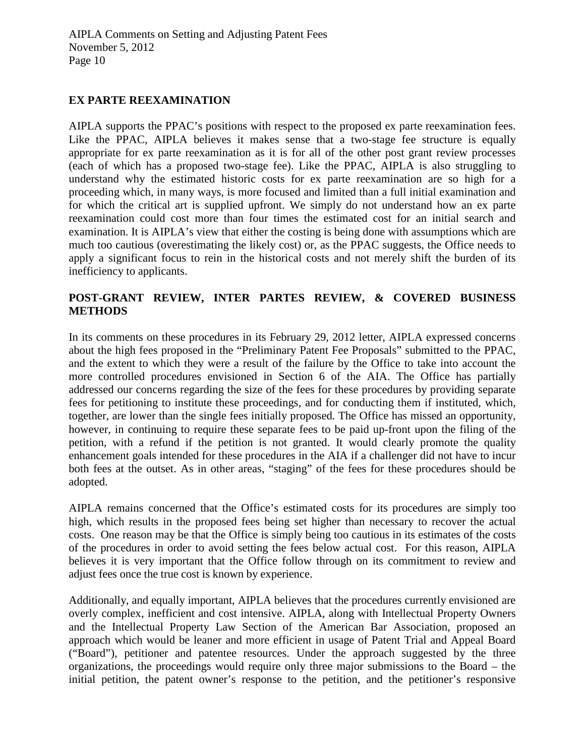## EX PARTE REEXAMINATION

AIPLA supports the PPAC's positions with respect to the proposed ex parte reexamination fees. Like the PPAC, AIPLA believes it makes sense that a two-stage fee structure is equally appropriate for ex parte reexamination as it is for all of the other post grant review processes (each of which has a proposed two-stage fee). Like the PPAC, AIPLA is also struggling to understand why the estimated historic costs for ex parte reexamination are so high for a proceeding which, in many ways, is more focused and limited than a full initial examination and for which the critical art is supplied upfront. We simply do not understand how an ex parte reexamination could cost more than four times the estimated cost for an initial search and examination. It is AIPLA's view that either the costing is being done with assumptions which are much too cautious (overestimating the likely cost) or, as the PPAC suggests, the Office needs to apply a significant focus to rein in the historical costs and not merely shift the burden of its inefficiency to applicants.

## POST-GRANT REVIEW, INTER PARTES REVIEW, & COVERED BUSINESS METHODS

In its comments on these procedures in its February 29, 2012 letter, AIPLA expressed concerns about the high fees proposed in the "Preliminary Patent Fee Proposals" submitted to the PPAC, and the extent to which they were a result of the failure by the Office to take into account the more controlled procedures envisioned in Section 6 of the AIA. The Office has partially addressed our concerns regarding the size of the fees for these procedures by providing separate fees for petitioning to institute these proceedings, and for conducting them if instituted, which, together, are lower than the single fees initially proposed. The Office has missed an opportunity, however, in continuing to require these separate fees to be paid up-front upon the filing of the petition, with a refund if the petition is not granted. It would clearly promote the quality enhancement goals intended for these procedures in the AIA if a challenger did not have to incur both fees at the outset. As in other areas, "staging" of the fees for these procedures should be adopted.

AIPLA remains concerned that the Office's estimated costs for its procedures are simply too high, which results in the proposed fees being set higher than necessary to recover the actual costs. One reason may be that the Office is simply being too cautious in its estimates of the costs of the procedures in order to avoid setting the fees below actual cost. For this reason, AIPLA believes it is very important that the Office follow through on its commitment to review and adjust fees once the true cost is known by experience.

Additionally, and equally important, AIPLA believes that the procedures currently envisioned are overly complex, inefficient and cost intensive. AIPLA, along with Intellectual Property Owners and the Intellectual Property Law Section of the American Bar Association, proposed an approach which would be leaner and more efficient in usage of Patent Trial and Appeal Board ("Board"), petitioner and patentee resources. Under the approach suggested by the three organizations, the proceedings would require only three major submissions to the Board – the initial petition, the patent owner's response to the petition, and the petitioner's responsive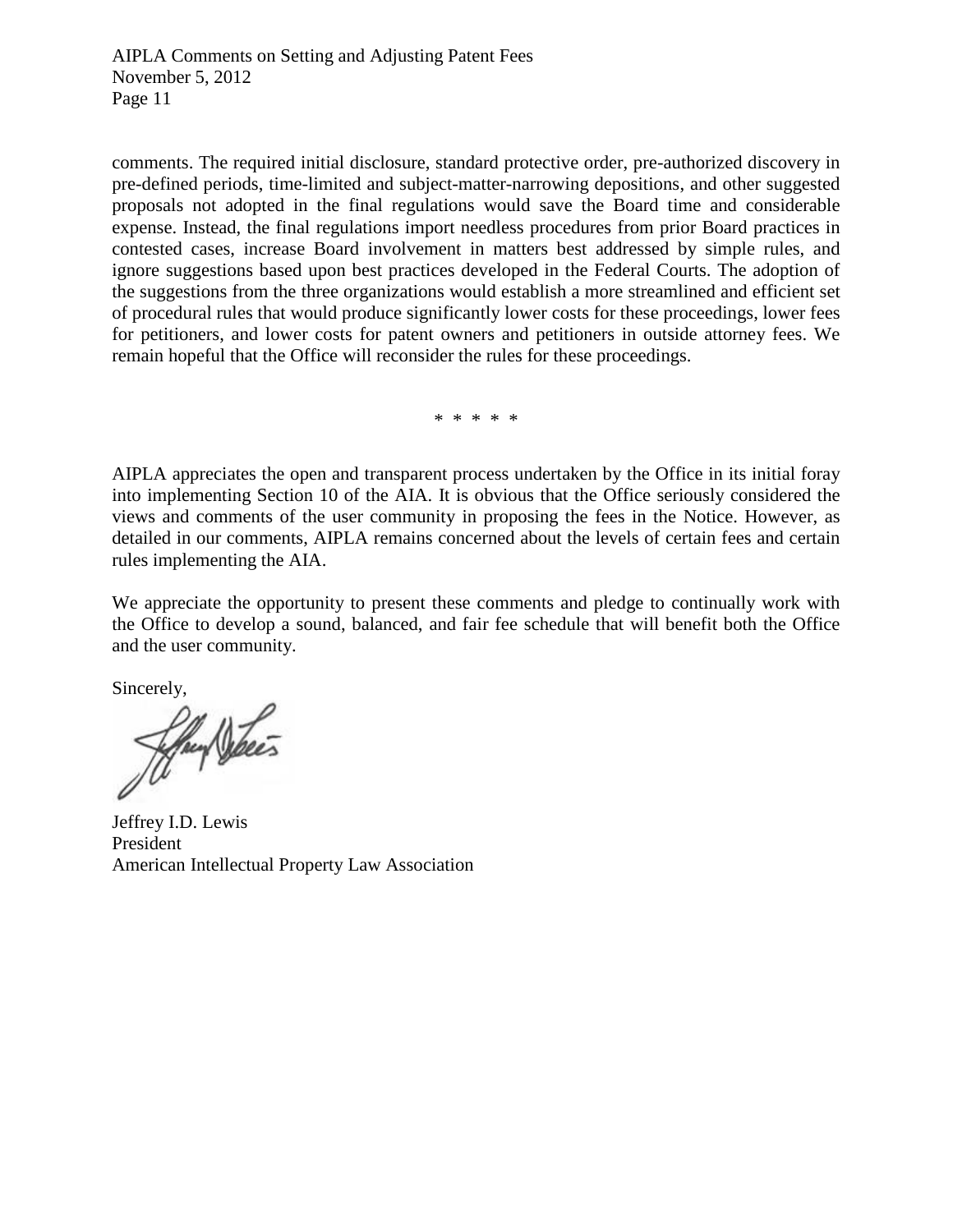comments. The required initial disclosure, standard protective order, pre-authorized discovery in pre-defined periods, time-limited and subject-matter-narrowing depositions, and other suggested proposals not adopted in the final regulations would save the Board time and considerable expense. Instead, the final regulations import needless procedures from prior Board practices in contested cases, increase Board involvement in matters best addressed by simple rules, and ignore suggestions based upon best practices developed in the Federal Courts. The adoption of the suggestions from the three organizations would establish a more streamlined and efficient set of procedural rules that would produce significantly lower costs for these proceedings, lower fees for petitioners, and lower costs for patent owners and petitioners in outside attorney fees. We remain hopeful that the Office will reconsider the rules for these proceedings.

\* \* \* \* \*

AIPLA appreciates the open and transparent process undertaken by the Office in its initial foray into implementing Section 10 of the AIA. It is obvious that the Office seriously considered the views and comments of the user community in proposing the fees in the Notice. However, as detailed in our comments, AIPLA remains concerned about the levels of certain fees and certain rules implementing the AIA.

We appreciate the opportunity to present these comments and pledge to continually work with the Office to develop a sound, balanced, and fair fee schedule that will benefit both the Office and the user community.

Sincerely,

Jeffrey I.D. Lewis
President
American Intellectual Property Law Association